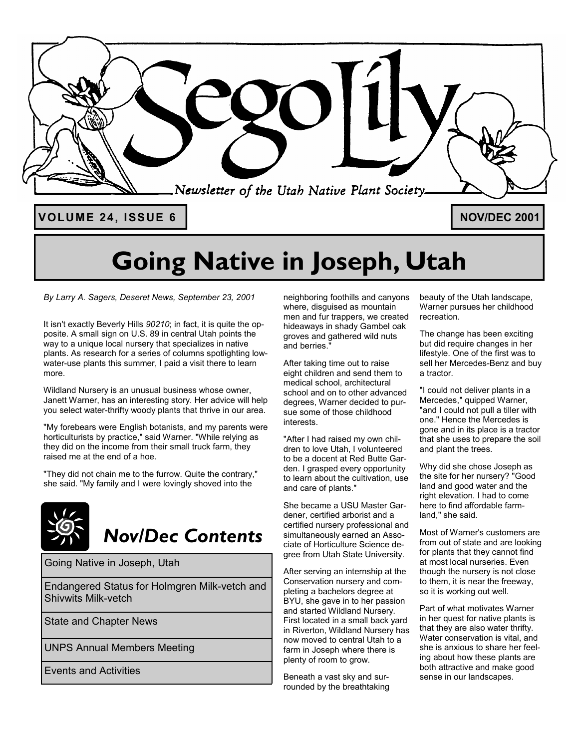# Sego Lily

*Newsletter of the Utah Native Plant Society*

**VOLUME 24, ISSUE 6** | **NOV/DEC 2001**

# Going Native in Joseph, Utah

*By Larry A. Sagers, Deseret News, September 23, 2001*

It isn't exactly Beverly Hills *90210*; in fact, it is quite the opposite. A small sign on U.S. 89 in central Utah points the way to a unique local nursery that specializes in native plants. As research for a series of columns spotlighting low-water-use plants this summer, I paid a visit there to learn more.

Wildland Nursery is an unusual business whose owner, Janett Warner, has an interesting story. Her advice will help you select water-thrifty woody plants that thrive in our area.

"My forebears were English botanists, and my parents were horticulturists by practice," said Warner. "While relying as they did on the income from their small truck farm, they raised me at the end of a hoe.

"They did not chain me to the furrow. Quite the contrary," she said. "My family and I were lovingly shoved into the neighboring foothills and canyons where, disguised as mountain men and fur trappers, we created hideaways in shady Gambel oak groves and gathered wild nuts and berries."

After taking time out to raise eight children and send them to medical school, architectural school and on to other advanced degrees, Warner decided to pursue some of those childhood interests.

"After I had raised my own children to love Utah, I volunteered to be a docent at Red Butte Garden. I grasped every opportunity to learn about the cultivation, use and care of plants."

She became a USU Master Gardener, certified arborist and a certified nursery professional and simultaneously earned an Associate of Horticulture Science degree from Utah State University.

After serving an internship at the Conservation nursery and completing a bachelors degree at BYU, she gave in to her passion and started Wildland Nursery. First located in a small back yard in Riverton, Wildland Nursery has now moved to central Utah to a farm in Joseph where there is plenty of room to grow.

Beneath a vast sky and surrounded by the breathtaking beauty of the Utah landscape, Warner pursues her childhood recreation.

The change has been exciting but did require changes in her lifestyle. One of the first was to sell her Mercedes-Benz and buy a tractor.

"I could not deliver plants in a Mercedes," quipped Warner, "and I could not pull a tiller with one." Hence the Mercedes is gone and in its place is a tractor that she uses to prepare the soil and plant the trees.

Why did she chose Joseph as the site for her nursery? "Good land and good water and the right elevation. I had to come here to find affordable farmland," she said.

Most of Warner's customers are from out of state and are looking for plants that they cannot find at most local nurseries. Even though the nursery is not close to them, it is near the freeway, so it is working out well.

Part of what motivates Warner in her quest for native plants is that they are also water thrifty. Water conservation is vital, and she is anxious to share her feeling about how these plants are both attractive and make good sense in our landscapes.

## Nov/Dec Contents

- Going Native in Joseph, Utah
- Endangered Status for Holmgren Milk-vetch and Shivwits Milk-vetch
- State and Chapter News
- UNPS Annual Members Meeting
- Events and Activities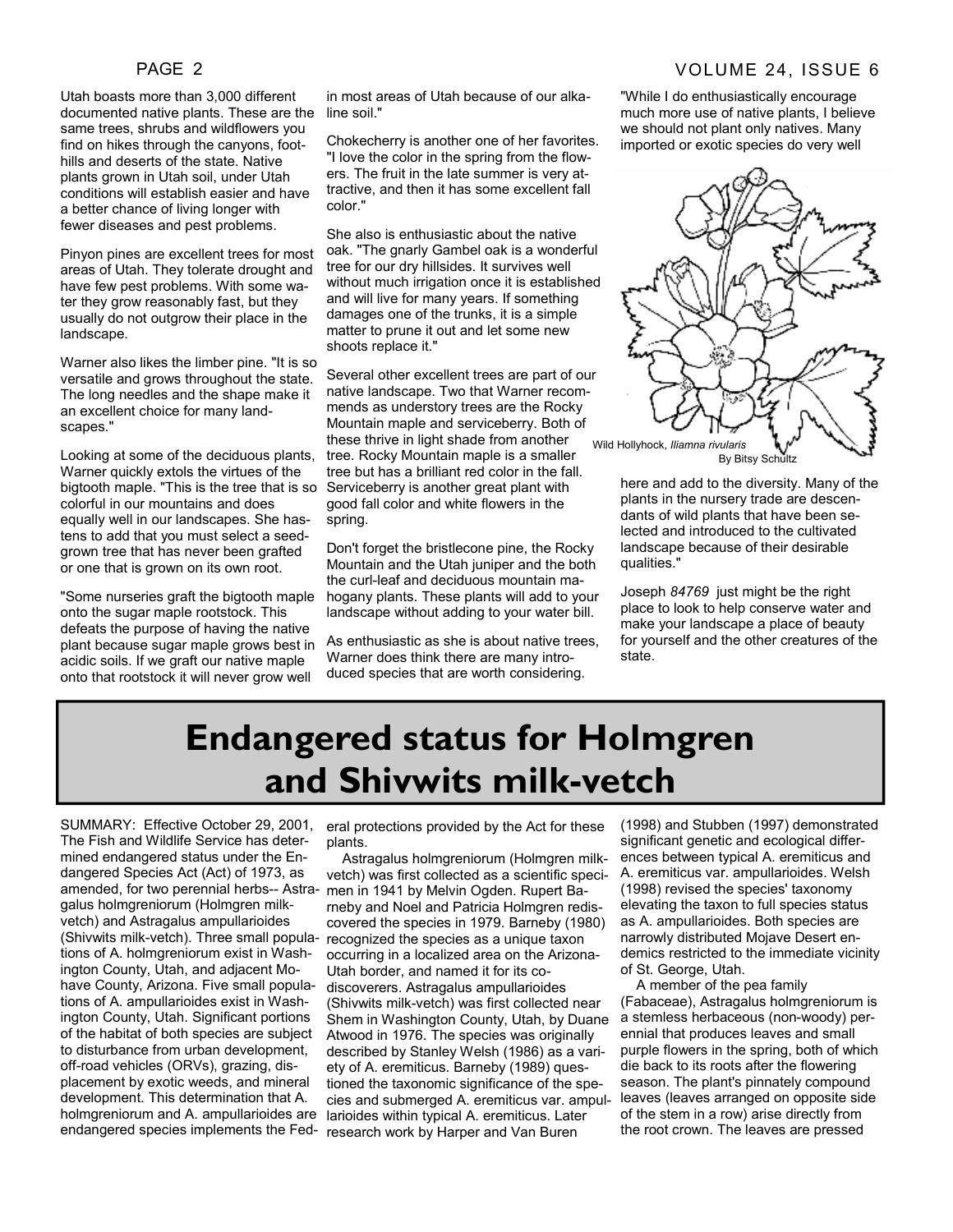Utah boasts more than 3,000 different documented native plants. These are the same trees, shrubs and wildflowers you find on hikes through the canyons, foothills and deserts of the state. Native plants grown in Utah soil, under Utah conditions will establish easier and have a better chance of living longer with fewer diseases and pest problems.

Pinyon pines are excellent trees for most areas of Utah. They tolerate drought and have few pest problems. With some water they grow reasonably fast, but they usually do not outgrow their place in the landscape.

Warner also likes the limber pine. "It is so versatile and grows throughout the state. The long needles and the shape make it an excellent choice for many landscapes."

Looking at some of the deciduous plants, Warner quickly extols the virtues of the bigtooth maple. "This is the tree that is so colorful in our mountains and does equally well in our landscapes. She hastens to add that you must select a seed-grown tree that has never been grafted or one that is grown on its own root.

"Some nurseries graft the bigtooth maple onto the sugar maple rootstock. This defeats the purpose of having the native plant because sugar maple grows best in acidic soils. If we graft our native maple onto that rootstock it will never grow well in most areas of Utah because of our alkaline soil."

Chokecherry is another one of her favorites. "I love the color in the spring from the flowers. The fruit in the late summer is very attractive, and then it has some excellent fall color."

She also is enthusiastic about the native oak. "The gnarly Gambel oak is a wonderful tree for our dry hillsides. It survives well without much irrigation once it is established and will live for many years. If something damages one of the trunks, it is a simple matter to prune it out and let some new shoots replace it."

Several other excellent trees are part of our native landscape. Two that Warner recommends as understory trees are the Rocky Mountain maple and serviceberry. Both of these thrive in light shade from another tree. Rocky Mountain maple is a smaller tree but has a brilliant red color in the fall. Serviceberry is another great plant with good fall color and white flowers in the spring.

Don't forget the bristlecone pine, the Rocky Mountain and the Utah juniper and the both the curl-leaf and deciduous mountain mahogany plants. These plants will add to your landscape without adding to your water bill.

As enthusiastic as she is about native trees, Warner does think there are many introduced species that are worth considering. "While I do enthusiastically encourage much more use of native plants, I believe we should not plant only natives. Many imported or exotic species do very well here and add to the diversity. Many of the plants in the nursery trade are descendants of wild plants that have been selected and introduced to the cultivated landscape because of their desirable qualities."

Wild Hollyhock, *Iliamna rivularis*
By Bitsy Schultz

Joseph *84769* just might be the right place to look to help conserve water and make your landscape a place of beauty for yourself and the other creatures of the state.

# Endangered status for Holmgren and Shivwits milk-vetch

SUMMARY: Effective October 29, 2001, The Fish and Wildlife Service has determined endangered status under the Endangered Species Act (Act) of 1973, as amended, for two perennial herbs-- Astragalus holmgreniorum (Holmgren milk-vetch) and Astragalus ampullarioides (Shivwits milk-vetch). Three small populations of A. holmgreniorum exist in Washington County, Utah, and adjacent Mohave County, Arizona. Five small populations of A. ampullarioides exist in Washington County, Utah. Significant portions of the habitat of both species are subject to disturbance from urban development, off-road vehicles (ORVs), grazing, displacement by exotic weeds, and mineral development. This determination that A. holmgreniorum and A. ampullarioides are endangered species implements the Federal protections provided by the Act for these plants.

Astragalus holmgreniorum (Holmgren milk-vetch) was first collected as a scientific specimen in 1941 by Melvin Ogden. Rupert Barneby and Noel and Patricia Holmgren rediscovered the species in 1979. Barneby (1980) recognized the species as a unique taxon occurring in a localized area on the Arizona-Utah border, and named it for its co-discoverers. Astragalus ampullarioides (Shivwits milk-vetch) was first collected near Shem in Washington County, Utah, by Duane Atwood in 1976. The species was originally described by Stanley Welsh (1986) as a variety of A. eremiticus. Barneby (1989) questioned the taxonomic significance of the species and submerged A. eremiticus var. ampullarioides within typical A. eremiticus. Later research work by Harper and Van Buren (1998) and Stubben (1997) demonstrated significant genetic and ecological differences between typical A. eremiticus and A. eremiticus var. ampullarioides. Welsh (1998) revised the species' taxonomy elevating the taxon to full species status as A. ampullarioides. Both species are narrowly distributed Mojave Desert endemics restricted to the immediate vicinity of St. George, Utah.

A member of the pea family (Fabaceae), Astragalus holmgreniorum is a stemless herbaceous (non-woody) perennial that produces leaves and small purple flowers in the spring, both of which die back to its roots after the flowering season. The plant's pinnately compound leaves (leaves arranged on opposite side of the stem in a row) arise directly from the root crown. The leaves are pressed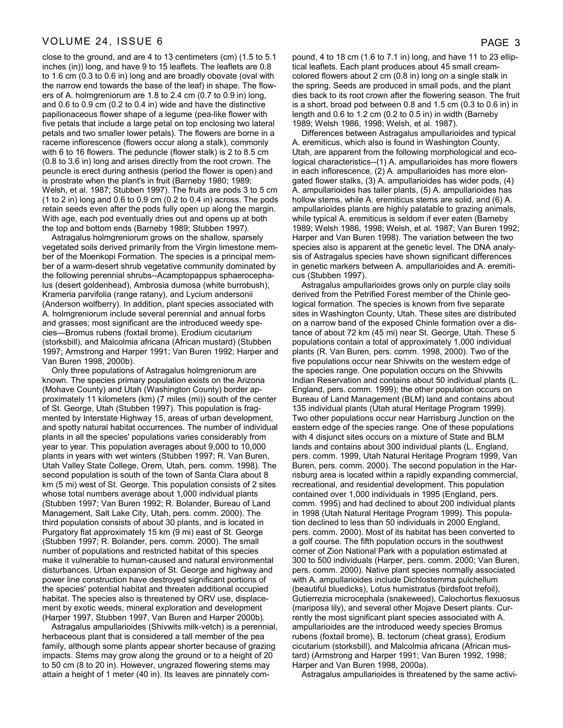close to the ground, and are 4 to 13 centimeters (cm) (1.5 to 5.1 inches (in)) long, and have 9 to 15 leaflets. The leaflets are 0.8 to 1.6 cm (0.3 to 0.6 in) long and are broadly obovate (oval with the narrow end towards the base of the leaf) in shape. The flowers of A. holmgreniorum are 1.8 to 2.4 cm (0.7 to 0.9 in) long, and 0.6 to 0.9 cm (0.2 to 0.4 in) wide and have the distinctive papilionaceous flower shape of a legume (pea-like flower with five petals that include a large petal on top enclosing two lateral petals and two smaller lower petals). The flowers are borne in a raceme inflorescence (flowers occur along a stalk), commonly with 6 to 16 flowers. The peduncle (flower stalk) is 2 to 8.5 cm (0.8 to 3.6 in) long and arises directly from the root crown. The peuncle is erect during anthesis (period the flower is open) and is prostrate when the plant's in fruit (Barneby 1980; 1989; Welsh, et al. 1987; Stubben 1997). The fruits are pods 3 to 5 cm (1 to 2 in) long and 0.6 to 0.9 cm (0.2 to 0.4 in) across. The pods retain seeds even after the pods fully open up along the margin. With age, each pod eventually dries out and opens up at both the top and bottom ends (Barneby 1989; Stubben 1997).

Astragalus holmgreniorum grows on the shallow, sparsely vegetated soils derived primarily from the Virgin limestone member of the Moenkopi Formation. The species is a principal member of a warm-desert shrub vegetative community dominated by the following perennial shrubs--Acamptopappus sphaerocephalus (desert goldenhead), Ambrosia dumosa (white burrobush), Krameria parvifolia (range ratany), and Lycium andersonii (Anderson wolfberry). In addition, plant species associated with A. holmgreniorum include several perennial and annual forbs and grasses; most significant are the introduced weedy species—Bromus rubens (foxtail brome), Erodium cicutarium (storksbill), and Malcolmia africana (African mustard) (Stubben 1997; Armstrong and Harper 1991; Van Buren 1992; Harper and Van Buren 1998, 2000b).

Only three populations of Astragalus holmgreniorum are known. The species primary population exists on the Arizona (Mohave County) and Utah (Washington County) border approximately 11 kilometers (km) (7 miles (mi)) south of the center of St. George, Utah (Stubben 1997). This population is fragmented by Interstate Highway 15, areas of urban development, and spotty natural habitat occurrences. The number of individual plants in all the species' populations varies considerably from year to year. This population averages about 9,000 to 10,000 plants in years with wet winters (Stubben 1997; R. Van Buren, Utah Valley State College, Orem, Utah, pers. comm. 1998). The second population is south of the town of Santa Clara about 8 km (5 mi) west of St. George. This population consists of 2 sites whose total numbers average about 1,000 individual plants (Stubben 1997; Van Buren 1992; R. Bolander, Bureau of Land Management, Salt Lake City, Utah, pers. comm. 2000). The third population consists of about 30 plants, and is located in Purgatory flat approximately 15 km (9 mi) east of St. George (Stubben 1997; R. Bolander, pers. comm. 2000). The small number of populations and restricted habitat of this species make it vulnerable to human-caused and natural environmental disturbances. Urban expansion of St. George and highway and power line construction have destroyed significant portions of the species' potential habitat and threaten additional occupied habitat. The species also is threatened by ORV use, displacement by exotic weeds, mineral exploration and development (Harper 1997, Stubben 1997, Van Buren and Harper 2000b).

Astragalus ampullarioides (Shivwits milk-vetch) is a perennial, herbaceous plant that is considered a tall member of the pea family, although some plants appear shorter because of grazing impacts. Stems may grow along the ground or to a height of 20 to 50 cm (8 to 20 in). However, ungrazed flowering stems may attain a height of 1 meter (40 in). Its leaves are pinnately compound, 4 to 18 cm (1.6 to 7.1 in) long, and have 11 to 23 elliptical leaflets. Each plant produces about 45 small cream-colored flowers about 2 cm (0.8 in) long on a single stalk in the spring. Seeds are produced in small pods, and the plant dies back to its root crown after the flowering season. The fruit is a short, broad pod between 0.8 and 1.5 cm (0.3 to 0.6 in) in length and 0.6 to 1.2 cm (0.2 to 0.5 in) in width (Barneby 1989; Welsh 1986, 1998; Welsh, et al. 1987).

Differences between Astragalus ampullarioides and typical A. eremiticus, which also is found in Washington County, Utah, are apparent from the following morphological and ecological characteristics--(1) A. ampullarioides has more flowers in each inflorescence, (2) A. ampullarioides has more elongated flower stalks, (3) A. ampullarioides has wider pods, (4) A. ampullarioides has taller plants, (5) A. ampullarioides has hollow stems, while A. eremiticus stems are solid, and (6) A. ampullarioides plants are highly palatable to grazing animals, while typical A. eremiticus is seldom if ever eaten (Barneby 1989; Welsh 1986, 1998; Welsh, et al. 1987; Van Buren 1992; Harper and Van Buren 1998). The variation between the two species also is apparent at the genetic level. The DNA analysis of Astragalus species have shown significant differences in genetic markers between A. ampullarioides and A. eremiticus (Stubben 1997).

Astragalus ampullarioides grows only on purple clay soils derived from the Petrified Forest member of the Chinle geological formation. The species is known from five separate sites in Washington County, Utah. These sites are distributed on a narrow band of the exposed Chinle formation over a distance of about 72 km (45 mi) near St. George, Utah. These 5 populations contain a total of approximately 1,000 individual plants (R. Van Buren, pers. comm. 1998, 2000). Two of the five populations occur near Shivwits on the western edge of the species range. One population occurs on the Shivwits Indian Reservation and contains about 50 individual plants (L. England, pers. comm. 1999); the other population occurs on Bureau of Land Management (BLM) land and contains about 135 individual plants (Utah atural Heritage Program 1999). Two other populations occur near Harrisburg Junction on the eastern edge of the species range. One of these populations with 4 disjunct sites occurs on a mixture of State and BLM lands and contains about 300 individual plants (L. England, pers. comm. 1999, Utah Natural Heritage Program 1999, Van Buren, pers. comm. 2000). The second population in the Harrisburg area is located within a rapidly expanding commercial, recreational, and residential development. This population contained over 1,000 individuals in 1995 (England, pers. comm. 1995) and had declined to about 200 individual plants in 1998 (Utah Natural Heritage Program 1999). This population declined to less than 50 individuals in 2000 England, pers. comm. 2000). Most of its habitat has been converted to a golf course. The fifth population occurs in the southwest corner of Zion National Park with a population estimated at 300 to 500 individuals (Harper, pers. comm. 2000; Van Buren, pers. comm. 2000). Native plant species normally associated with A. ampullarioides include Dichlostemma pulchellum (beautiful bluedicks), Lotus humistratus (birdsfoot trefoil), Gutierrezia microcephala (snakeweed), Calochortus flexuosus (mariposa lily), and several other Mojave Desert plants. Currently the most significant plant species associated with A. ampullarioides are the introduced weedy species Bromus rubens (foxtail brome), B. tectorum (cheat grass), Erodium cicutarium (storksbill), and Malcolmia africana (African mustard) (Armstrong and Harper 1991; Van Buren 1992, 1998; Harper and Van Buren 1998, 2000a).

Astragalus ampullarioides is threatened by the same activi-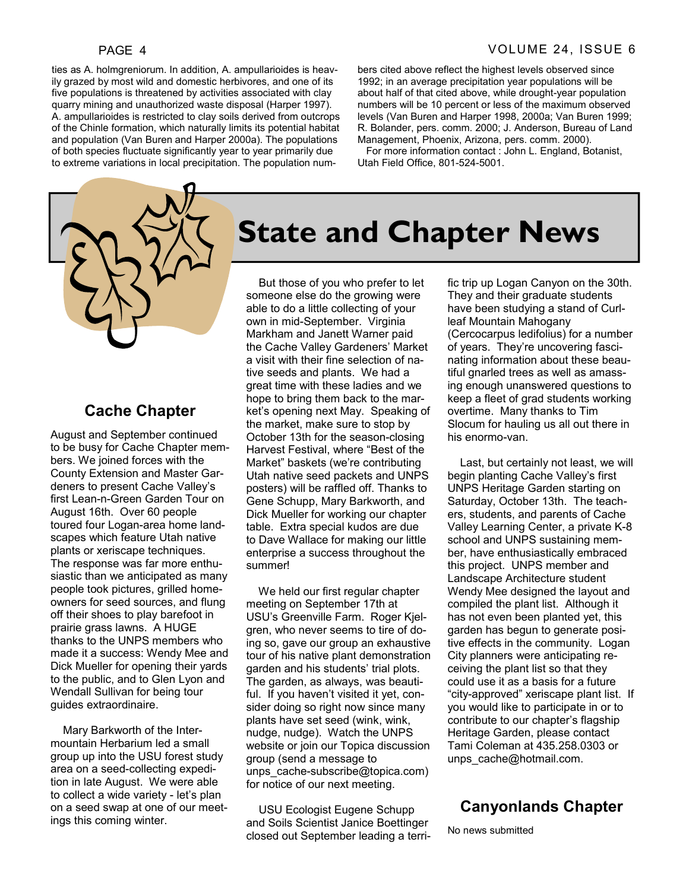ties as A. holmgreniorum. In addition, A. ampullarioides is heavily grazed by most wild and domestic herbivores, and one of its five populations is threatened by activities associated with clay quarry mining and unauthorized waste disposal (Harper 1997). A. ampullarioides is restricted to clay soils derived from outcrops of the Chinle formation, which naturally limits its potential habitat and population (Van Buren and Harper 2000a). The populations of both species fluctuate significantly year to year primarily due to extreme variations in local precipitation. The population numbers cited above reflect the highest levels observed since 1992; in an average precipitation year populations will be about half of that cited above, while drought-year population numbers will be 10 percent or less of the maximum observed levels (Van Buren and Harper 1998, 2000a; Van Buren 1999; R. Bolander, pers. comm. 2000; J. Anderson, Bureau of Land Management, Phoenix, Arizona, pers. comm. 2000).

For more information contact : John L. England, Botanist, Utah Field Office, 801-524-5001.

# State and Chapter News

## Cache Chapter

August and September continued to be busy for Cache Chapter members. We joined forces with the County Extension and Master Gardeners to present Cache Valley's first Lean-n-Green Garden Tour on August 16th. Over 60 people toured four Logan-area home landscapes which feature Utah native plants or xeriscape techniques. The response was far more enthusiastic than we anticipated as many people took pictures, grilled homeowners for seed sources, and flung off their shoes to play barefoot in prairie grass lawns. A HUGE thanks to the UNPS members who made it a success: Wendy Mee and Dick Mueller for opening their yards to the public, and to Glen Lyon and Wendall Sullivan for being tour guides extraordinaire.

Mary Barkworth of the Intermountain Herbarium led a small group up into the USU forest study area on a seed-collecting expedition in late August. We were able to collect a wide variety - let's plan on a seed swap at one of our meetings this coming winter.

But those of you who prefer to let someone else do the growing were able to do a little collecting of your own in mid-September. Virginia Markham and Janett Warner paid the Cache Valley Gardeners' Market a visit with their fine selection of native seeds and plants. We had a great time with these ladies and we hope to bring them back to the market's opening next May. Speaking of the market, make sure to stop by October 13th for the season-closing Harvest Festival, where "Best of the Market" baskets (we're contributing Utah native seed packets and UNPS posters) will be raffled off. Thanks to Gene Schupp, Mary Barkworth, and Dick Mueller for working our chapter table. Extra special kudos are due to Dave Wallace for making our little enterprise a success throughout the summer!

We held our first regular chapter meeting on September 17th at USU's Greenville Farm. Roger Kjelgren, who never seems to tire of doing so, gave our group an exhaustive tour of his native plant demonstration garden and his students' trial plots. The garden, as always, was beautiful. If you haven't visited it yet, consider doing so right now since many plants have set seed (wink, wink, nudge, nudge). Watch the UNPS website or join our Topica discussion group (send a message to unps_cache-subscribe@topica.com) for notice of our next meeting.

USU Ecologist Eugene Schupp and Soils Scientist Janice Boettinger closed out September leading a terrific trip up Logan Canyon on the 30th. They and their graduate students have been studying a stand of Curl-leaf Mountain Mahogany (Cercocarpus ledifolius) for a number of years. They're uncovering fascinating information about these beautiful gnarled trees as well as amassing enough unanswered questions to keep a fleet of grad students working overtime. Many thanks to Tim Slocum for hauling us all out there in his enormo-van.

Last, but certainly not least, we will begin planting Cache Valley's first UNPS Heritage Garden starting on Saturday, October 13th. The teachers, students, and parents of Cache Valley Learning Center, a private K-8 school and UNPS sustaining member, have enthusiastically embraced this project. UNPS member and Landscape Architecture student Wendy Mee designed the layout and compiled the plant list. Although it has not even been planted yet, this garden has begun to generate positive effects in the community. Logan City planners were anticipating receiving the plant list so that they could use it as a basis for a future "city-approved" xeriscape plant list. If you would like to participate in or to contribute to our chapter's flagship Heritage Garden, please contact Tami Coleman at 435.258.0303 or unps_cache@hotmail.com.

## Canyonlands Chapter

No news submitted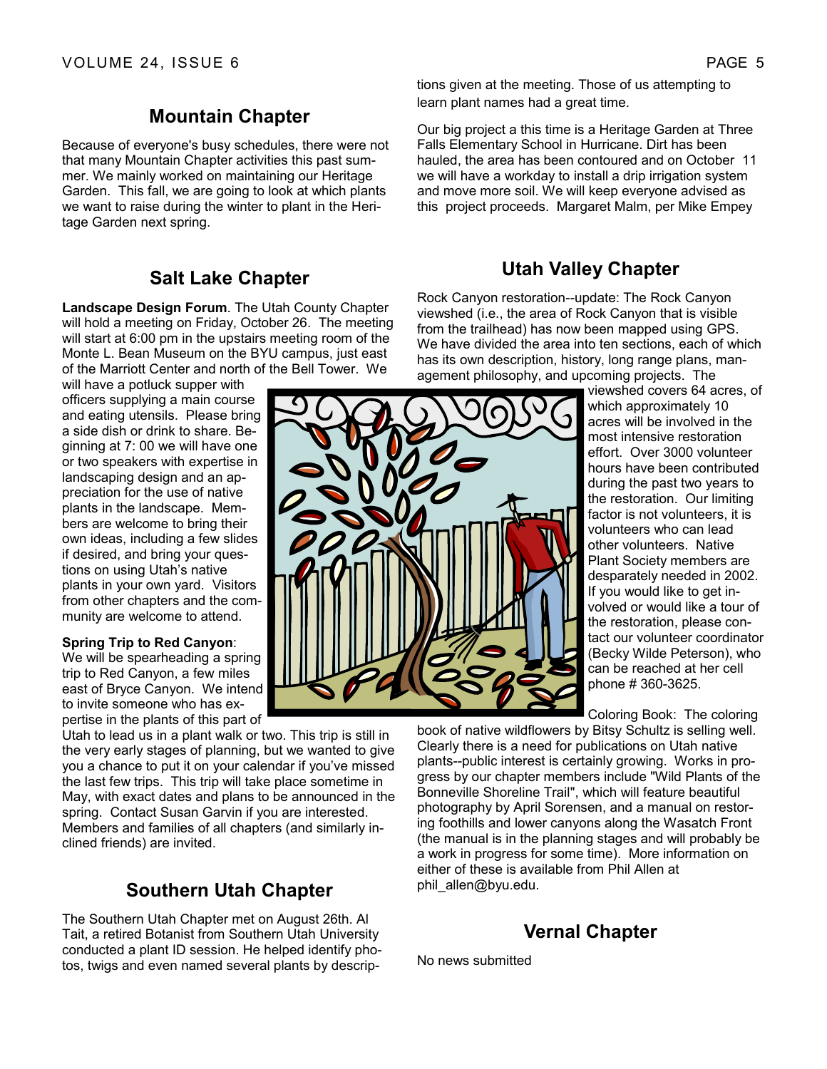## Mountain Chapter

Because of everyone's busy schedules, there were not that many Mountain Chapter activities this past summer. We mainly worked on maintaining our Heritage Garden. This fall, we are going to look at which plants we want to raise during the winter to plant in the Heritage Garden next spring.

## Salt Lake Chapter

**Landscape Design Forum**. The Utah County Chapter will hold a meeting on Friday, October 26. The meeting will start at 6:00 pm in the upstairs meeting room of the Monte L. Bean Museum on the BYU campus, just east of the Marriott Center and north of the Bell Tower. We will have a potluck supper with officers supplying a main course and eating utensils. Please bring a side dish or drink to share. Beginning at 7: 00 we will have one or two speakers with expertise in landscaping design and an appreciation for the use of native plants in the landscape. Members are welcome to bring their own ideas, including a few slides if desired, and bring your questions on using Utah's native plants in your own yard. Visitors from other chapters and the community are welcome to attend.

**Spring Trip to Red Canyon**: We will be spearheading a spring trip to Red Canyon, a few miles east of Bryce Canyon. We intend to invite someone who has expertise in the plants of this part of Utah to lead us in a plant walk or two. This trip is still in the very early stages of planning, but we wanted to give you a chance to put it on your calendar if you've missed the last few trips. This trip will take place sometime in May, with exact dates and plans to be announced in the spring. Contact Susan Garvin if you are interested. Members and families of all chapters (and similarly inclined friends) are invited.

## Southern Utah Chapter

The Southern Utah Chapter met on August 26th. Al Tait, a retired Botanist from Southern Utah University conducted a plant ID session. He helped identify photos, twigs and even named several plants by descriptions given at the meeting. Those of us attempting to learn plant names had a great time.

Our big project a this time is a Heritage Garden at Three Falls Elementary School in Hurricane. Dirt has been hauled, the area has been contoured and on October 11 we will have a workday to install a drip irrigation system and move more soil. We will keep everyone advised as this project proceeds. Margaret Malm, per Mike Empey

## Utah Valley Chapter

Rock Canyon restoration--update: The Rock Canyon viewshed (i.e., the area of Rock Canyon that is visible from the trailhead) has now been mapped using GPS. We have divided the area into ten sections, each of which has its own description, history, long range plans, management philosophy, and upcoming projects. The viewshed covers 64 acres, of which approximately 10 acres will be involved in the most intensive restoration effort. Over 3000 volunteer hours have been contributed during the past two years to the restoration. Our limiting factor is not volunteers, it is volunteers who can lead other volunteers. Native Plant Society members are desparately needed in 2002. If you would like to get involved or would like a tour of the restoration, please contact our volunteer coordinator (Becky Wilde Peterson), who can be reached at her cell phone # 360-3625.

Coloring Book: The coloring book of native wildflowers by Bitsy Schultz is selling well. Clearly there is a need for publications on Utah native plants--public interest is certainly growing. Works in progress by our chapter members include "Wild Plants of the Bonneville Shoreline Trail", which will feature beautiful photography by April Sorensen, and a manual on restoring foothills and lower canyons along the Wasatch Front (the manual is in the planning stages and will probably be a work in progress for some time). More information on either of these is available from Phil Allen at phil_allen@byu.edu.

## Vernal Chapter

No news submitted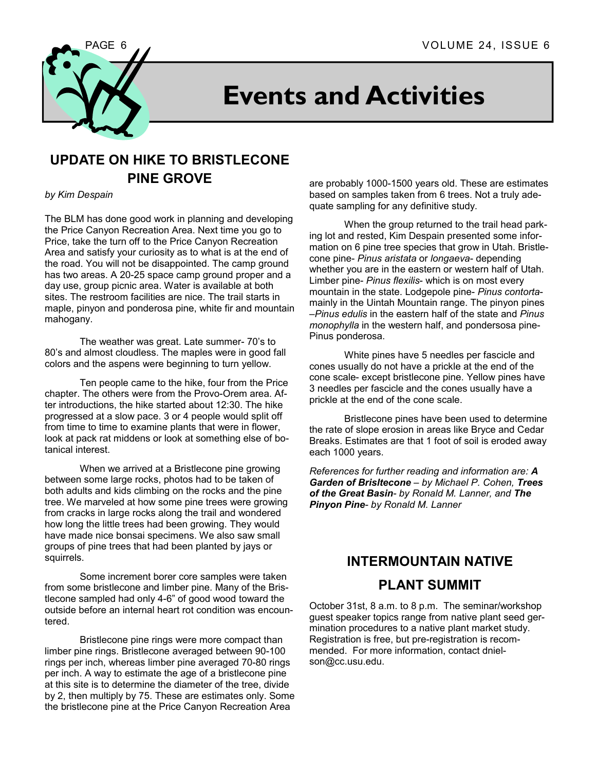# Events and Activities

## UPDATE ON HIKE TO BRISTLECONE PINE GROVE

*by Kim Despain*

The BLM has done good work in planning and developing the Price Canyon Recreation Area. Next time you go to Price, take the turn off to the Price Canyon Recreation Area and satisfy your curiosity as to what is at the end of the road. You will not be disappointed. The camp ground has two areas. A 20-25 space camp ground proper and a day use, group picnic area. Water is available at both sites. The restroom facilities are nice. The trail starts in maple, pinyon and ponderosa pine, white fir and mountain mahogany.

The weather was great. Late summer- 70's to 80's and almost cloudless. The maples were in good fall colors and the aspens were beginning to turn yellow.

Ten people came to the hike, four from the Price chapter. The others were from the Provo-Orem area. After introductions, the hike started about 12:30. The hike progressed at a slow pace. 3 or 4 people would split off from time to time to examine plants that were in flower, look at pack rat middens or look at something else of botanical interest.

When we arrived at a Bristlecone pine growing between some large rocks, photos had to be taken of both adults and kids climbing on the rocks and the pine tree. We marveled at how some pine trees were growing from cracks in large rocks along the trail and wondered how long the little trees had been growing. They would have made nice bonsai specimens. We also saw small groups of pine trees that had been planted by jays or squirrels.

Some increment borer core samples were taken from some bristlecone and limber pine. Many of the Bristlecone sampled had only 4-6" of good wood toward the outside before an internal heart rot condition was encountered.

Bristlecone pine rings were more compact than limber pine rings. Bristlecone averaged between 90-100 rings per inch, whereas limber pine averaged 70-80 rings per inch. A way to estimate the age of a bristlecone pine at this site is to determine the diameter of the tree, divide by 2, then multiply by 75. These are estimates only. Some the bristlecone pine at the Price Canyon Recreation Area are probably 1000-1500 years old. These are estimates based on samples taken from 6 trees. Not a truly adequate sampling for any definitive study.

When the group returned to the trail head parking lot and rested, Kim Despain presented some information on 6 pine tree species that grow in Utah. Bristlecone pine- *Pinus aristata* or *longaeva*- depending whether you are in the eastern or western half of Utah. Limber pine- *Pinus flexilis*- which is on most every mountain in the state. Lodgepole pine- *Pinus contorta*- mainly in the Uintah Mountain range. The pinyon pines –*Pinus edulis* in the eastern half of the state and *Pinus monophylla* in the western half, and pondersosa pine- Pinus ponderosa.

White pines have 5 needles per fascicle and cones usually do not have a prickle at the end of the cone scale- except bristlecone pine. Yellow pines have 3 needles per fascicle and the cones usually have a prickle at the end of the cone scale.

Bristlecone pines have been used to determine the rate of slope erosion in areas like Bryce and Cedar Breaks. Estimates are that 1 foot of soil is eroded away each 1000 years.

*References for further reading and information are:* ***A Garden of Brisltecone*** *– by Michael P. Cohen,* ***Trees of the Great Basin****- by Ronald M. Lanner, and* ***The Pinyon Pine****- by Ronald M. Lanner*

## INTERMOUNTAIN NATIVE PLANT SUMMIT

October 31st, 8 a.m. to 8 p.m. The seminar/workshop guest speaker topics range from native plant seed germination procedures to a native plant market study. Registration is free, but pre-registration is recommended. For more information, contact dnielson@cc.usu.edu.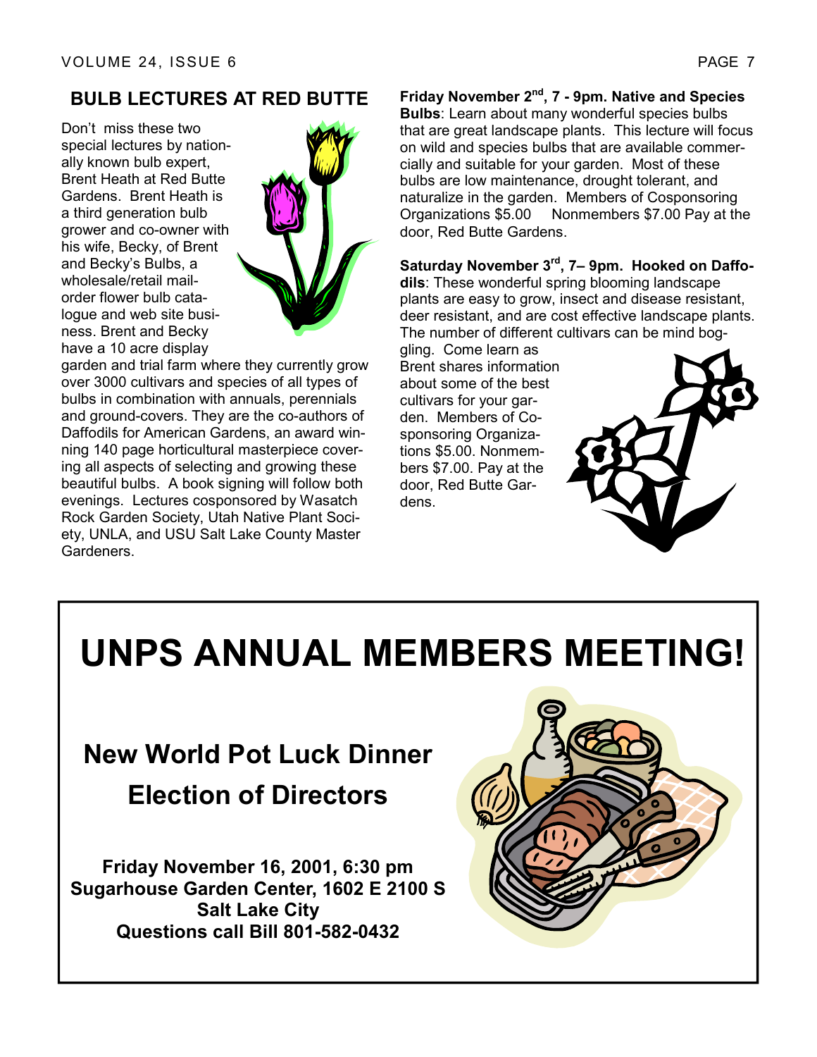## BULB LECTURES AT RED BUTTE

Don't miss these two special lectures by nationally known bulb expert, Brent Heath at Red Butte Gardens. Brent Heath is a third generation bulb grower and co-owner with his wife, Becky, of Brent and Becky's Bulbs, a wholesale/retail mail-order flower bulb catalogue and web site business. Brent and Becky have a 10 acre display garden and trial farm where they currently grow over 3000 cultivars and species of all types of bulbs in combination with annuals, perennials and ground-covers. They are the co-authors of Daffodils for American Gardens, an award winning 140 page horticultural masterpiece covering all aspects of selecting and growing these beautiful bulbs. A book signing will follow both evenings. Lectures cosponsored by Wasatch Rock Garden Society, Utah Native Plant Society, UNLA, and USU Salt Lake County Master Gardeners.

**Friday November 2nd, 7 - 9pm. Native and Species Bulbs**: Learn about many wonderful species bulbs that are great landscape plants. This lecture will focus on wild and species bulbs that are available commercially and suitable for your garden. Most of these bulbs are low maintenance, drought tolerant, and naturalize in the garden. Members of Cosponsoring Organizations $5.00 Nonmembers $7.00 Pay at the door, Red Butte Gardens.

**Saturday November 3rd, 7– 9pm. Hooked on Daffodils**: These wonderful spring blooming landscape plants are easy to grow, insect and disease resistant, deer resistant, and are cost effective landscape plants. The number of different cultivars can be mind boggling. Come learn as Brent shares information about some of the best cultivars for your garden. Members of Cosponsoring Organizations $5.00. Nonmembers $7.00. Pay at the door, Red Butte Gardens.

# UNPS ANNUAL MEMBERS MEETING!

### New World Pot Luck Dinner

### Election of Directors

**Friday November 16, 2001, 6:30 pm**
**Sugarhouse Garden Center, 1602 E 2100 S**
**Salt Lake City**
**Questions call Bill 801-582-0432**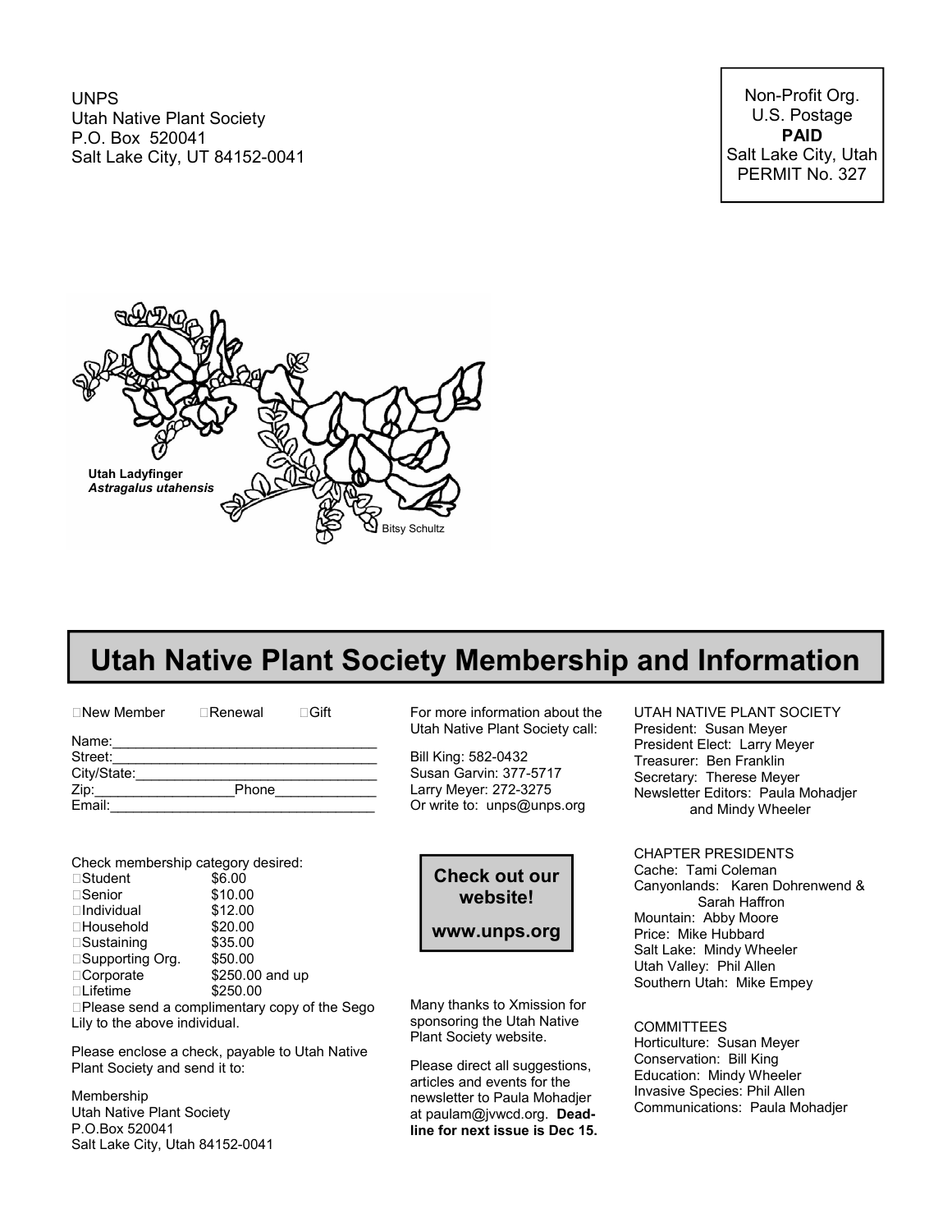UNPS
Utah Native Plant Society
P.O. Box 520041
Salt Lake City, UT 84152-0041

Non-Profit Org.
U.S. Postage
**PAID**
Salt Lake City, Utah
PERMIT No. 327

**Utah Ladyfinger**
***Astragalus utahensis***

Bitsy Schultz

# Utah Native Plant Society Membership and Information

☐New Member ☐Renewal ☐Gift

Name:_________________________________
Street:_________________________________
City/State:______________________________
Zip:_________________Phone____________
Email:_________________________________

Check membership category desired:

| | |
|---|---|
| ☐Student | $6.00 |
| ☐Senior | $10.00 |
| ☐Individual | $12.00 |
| ☐Household | $20.00 |
| ☐Sustaining | $35.00 |
| ☐Supporting Org. | $50.00 |
| ☐Corporate | $250.00 and up |
| ☐Lifetime | $250.00 |

☐Please send a complimentary copy of the Sego Lily to the above individual.

Please enclose a check, payable to Utah Native Plant Society and send it to:

Membership
Utah Native Plant Society
P.O.Box 520041
Salt Lake City, Utah 84152-0041

For more information about the Utah Native Plant Society call:

Bill King: 582-0432
Susan Garvin: 377-5717
Larry Meyer: 272-3275
Or write to: unps@unps.org

**Check out our website!**

**www.unps.org**

Many thanks to Xmission for sponsoring the Utah Native Plant Society website.

Please direct all suggestions, articles and events for the newsletter to Paula Mohadjer at paulam@jvwcd.org. **Deadline for next issue is Dec 15.**

UTAH NATIVE PLANT SOCIETY
President: Susan Meyer
President Elect: Larry Meyer
Treasurer: Ben Franklin
Secretary: Therese Meyer
Newsletter Editors: Paula Mohadjer and Mindy Wheeler

CHAPTER PRESIDENTS
Cache: Tami Coleman
Canyonlands: Karen Dohrenwend & Sarah Haffron
Mountain: Abby Moore
Price: Mike Hubbard
Salt Lake: Mindy Wheeler
Utah Valley: Phil Allen
Southern Utah: Mike Empey

COMMITTEES
Horticulture: Susan Meyer
Conservation: Bill King
Education: Mindy Wheeler
Invasive Species: Phil Allen
Communications: Paula Mohadjer